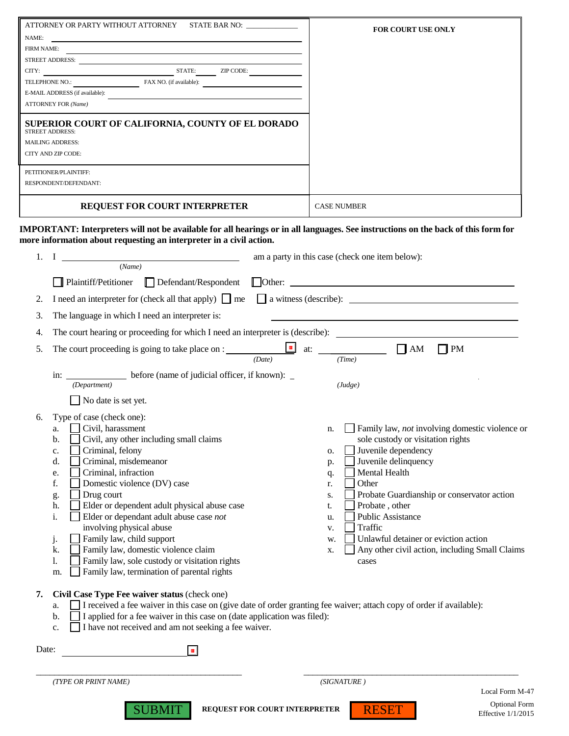| ATTORNEY OR PARTY WITHOUT ATTORNEY STATE BAR NO: ______ | FOR COURT USE ONLY |
|---|---|
| NAME: ______<br>FIRM NAME: ______<br>STREET ADDRESS: ______<br>CITY: ______ STATE: ______ ZIP CODE: ______<br>TELEPHONE NO.: ______ FAX NO. (if available): ______<br>E-MAIL ADDRESS (if available): ______<br>ATTORNEY FOR *(Name)* | |
| **SUPERIOR COURT OF CALIFORNIA, COUNTY OF EL DORADO**<br>STREET ADDRESS:<br>MAILING ADDRESS:<br>CITY AND ZIP CODE: | |
| PETITIONER/PLAINTIFF:<br>RESPONDENT/DEFENDANT: | |
| **REQUEST FOR COURT INTERPRETER** | CASE NUMBER |

**IMPORTANT: Interpreters will not be available for all hearings or in all languages. See instructions on the back of this form for more information about requesting an interpreter in a civil action.**

1. I ______________________ *(Name)* am a party in this case (check one item below):

   ☐ Plaintiff/Petitioner ☐ Defendant/Respondent ☐ Other: ______________________

2. I need an interpreter for (check all that apply) ☐ me ☐ a witness (describe): ______________________

3. The language in which I need an interpreter is: ______________________

4. The court hearing or proceeding for which I need an interpreter is (describe): ______________________

5. The court proceeding is going to take place on : ______________ *(Date)* at: ______________ *(Time)* ☐ AM ☐ PM

   in: ______________ *(Department)* before (name of judicial officer, if known): ______________ *(Judge)*

   ☐ No date is set yet.

6. Type of case (check one):
   - a. ☐ Civil, harassment
   - b. ☐ Civil, any other including small claims
   - c. ☐ Criminal, felony
   - d. ☐ Criminal, misdemeanor
   - e. ☐ Criminal, infraction
   - f. ☐ Domestic violence (DV) case
   - g. ☐ Drug court
   - h. ☐ Elder or dependent adult physical abuse case
   - i. ☐ Elder or dependant adult abuse case *not* involving physical abuse
   - j. ☐ Family law, child support
   - k. ☐ Family law, domestic violence claim
   - l. ☐ Family law, sole custody or visitation rights
   - m. ☐ Family law, termination of parental rights
   - n. ☐ Family law, *not* involving domestic violence or sole custody or visitation rights
   - o. ☐ Juvenile dependency
   - p. ☐ Juvenile delinquency
   - q. ☐ Mental Health
   - r. ☐ Other
   - s. ☐ Probate Guardianship or conservator action
   - t. ☐ Probate , other
   - u. ☐ Public Assistance
   - v. ☐ Traffic
   - w. ☐ Unlawful detainer or eviction action
   - x. ☐ Any other civil action, including Small Claims cases

7. **Civil Case Type Fee waiver status** (check one)
   - a. ☐ I received a fee waiver in this case on (give date of order granting fee waiver; attach copy of order if available):
   - b. ☐ I applied for a fee waiver in this case on (date application was filed):
   - c. ☐ I have not received and am not seeking a fee waiver.

Date: ______________________

______________________ *(TYPE OR PRINT NAME)*

______________________ *(SIGNATURE )*

SUBMIT **REQUEST FOR COURT INTERPRETER** RESET

Local Form M-47
Optional Form
Effective 1/1/2015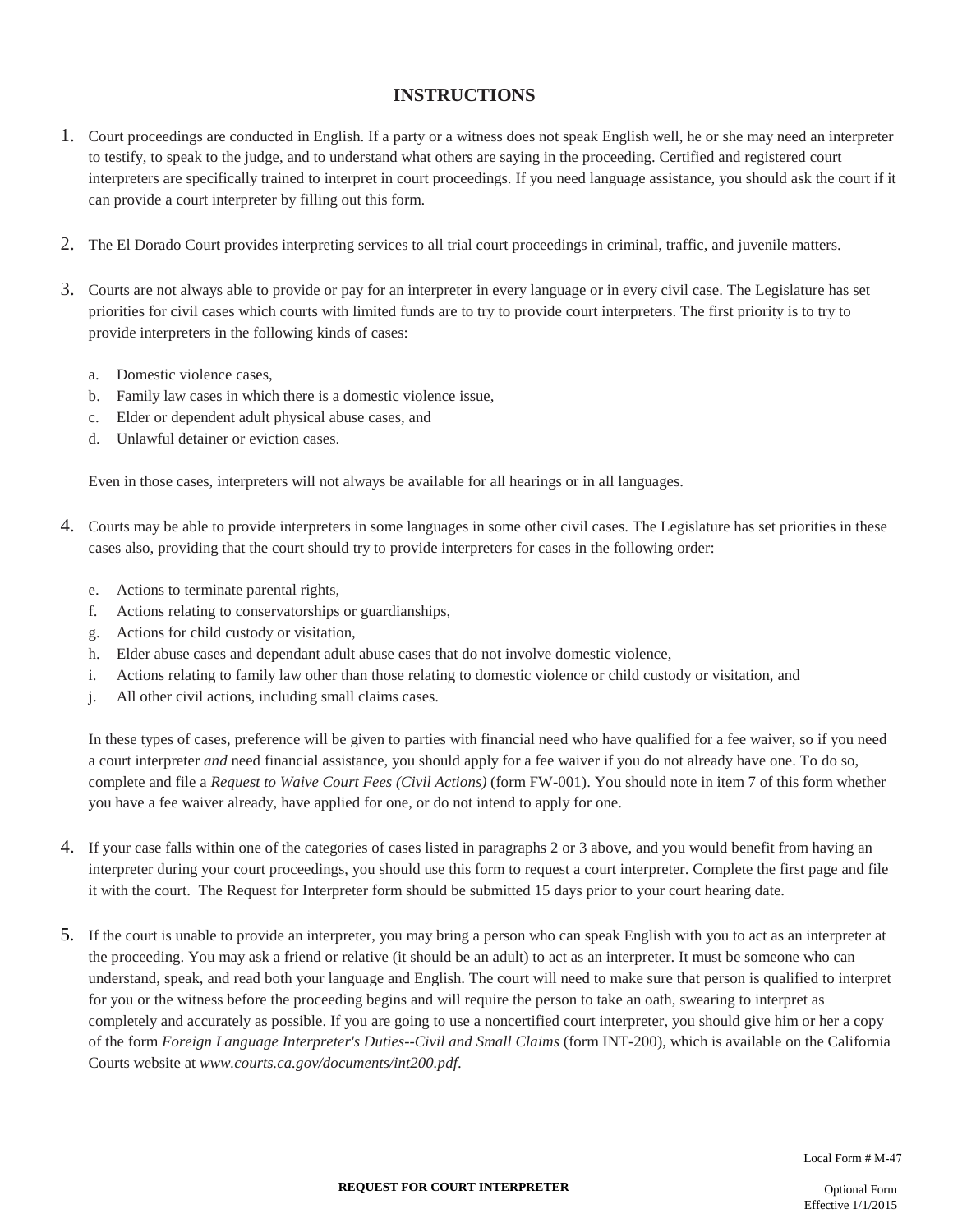# INSTRUCTIONS

1. Court proceedings are conducted in English. If a party or a witness does not speak English well, he or she may need an interpreter to testify, to speak to the judge, and to understand what others are saying in the proceeding. Certified and registered court interpreters are specifically trained to interpret in court proceedings. If you need language assistance, you should ask the court if it can provide a court interpreter by filling out this form.

2. The El Dorado Court provides interpreting services to all trial court proceedings in criminal, traffic, and juvenile matters.

3. Courts are not always able to provide or pay for an interpreter in every language or in every civil case. The Legislature has set priorities for civil cases which courts with limited funds are to try to provide court interpreters. The first priority is to try to provide interpreters in the following kinds of cases:

   a. Domestic violence cases,
   b. Family law cases in which there is a domestic violence issue,
   c. Elder or dependent adult physical abuse cases, and
   d. Unlawful detainer or eviction cases.

   Even in those cases, interpreters will not always be available for all hearings or in all languages.

4. Courts may be able to provide interpreters in some languages in some other civil cases. The Legislature has set priorities in these cases also, providing that the court should try to provide interpreters for cases in the following order:

   e. Actions to terminate parental rights,
   f. Actions relating to conservatorships or guardianships,
   g. Actions for child custody or visitation,
   h. Elder abuse cases and dependant adult abuse cases that do not involve domestic violence,
   i. Actions relating to family law other than those relating to domestic violence or child custody or visitation, and
   j. All other civil actions, including small claims cases.

   In these types of cases, preference will be given to parties with financial need who have qualified for a fee waiver, so if you need a court interpreter *and* need financial assistance, you should apply for a fee waiver if you do not already have one. To do so, complete and file a *Request to Waive Court Fees (Civil Actions)* (form FW-001). You should note in item 7 of this form whether you have a fee waiver already, have applied for one, or do not intend to apply for one.

4. If your case falls within one of the categories of cases listed in paragraphs 2 or 3 above, and you would benefit from having an interpreter during your court proceedings, you should use this form to request a court interpreter. Complete the first page and file it with the court. The Request for Interpreter form should be submitted 15 days prior to your court hearing date.

5. If the court is unable to provide an interpreter, you may bring a person who can speak English with you to act as an interpreter at the proceeding. You may ask a friend or relative (it should be an adult) to act as an interpreter. It must be someone who can understand, speak, and read both your language and English. The court will need to make sure that person is qualified to interpret for you or the witness before the proceeding begins and will require the person to take an oath, swearing to interpret as completely and accurately as possible. If you are going to use a noncertified court interpreter, you should give him or her a copy of the form *Foreign Language Interpreter's Duties--Civil and Small Claims* (form INT-200), which is available on the California Courts website at *www.courts.ca.gov/documents/int200.pdf*.

Local Form # M-47

**REQUEST FOR COURT INTERPRETER**

Optional Form
Effective 1/1/2015